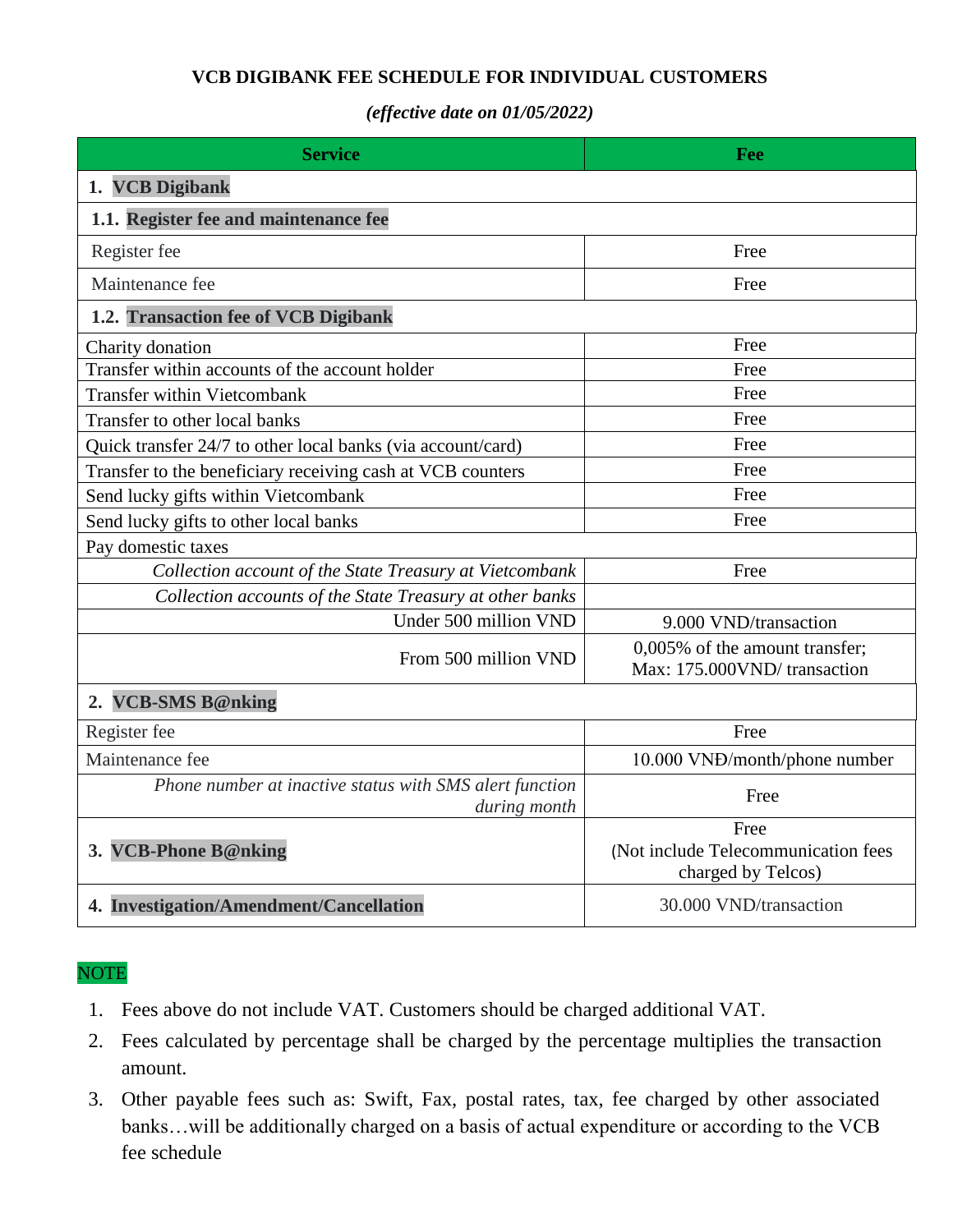**VCB DIGIBANK FEE SCHEDULE FOR INDIVIDUAL CUSTOMERS**

***(effective date on 01/05/2022)***

| Service | Fee |
|---|---|
| **1. VCB Digibank** | |
| **1.1. Register fee and maintenance fee** | |
| Register fee | Free |
| Maintenance fee | Free |
| **1.2. Transaction fee of VCB Digibank** | |
| Charity donation | Free |
| Transfer within accounts of the account holder | Free |
| Transfer within Vietcombank | Free |
| Transfer to other local banks | Free |
| Quick transfer 24/7 to other local banks (via account/card) | Free |
| Transfer to the beneficiary receiving cash at VCB counters | Free |
| Send lucky gifts within Vietcombank | Free |
| Send lucky gifts to other local banks | Free |
| Pay domestic taxes | |
| *Collection account of the State Treasury at Vietcombank* | Free |
| *Collection accounts of the State Treasury at other banks* | |
| Under 500 million VND | 9.000 VND/transaction |
| From 500 million VND | 0,005% of the amount transfer; Max: 175.000VND/ transaction |
| **2. VCB-SMS B@nking** | |
| Register fee | Free |
| Maintenance fee | 10.000 VNĐ/month/phone number |
| *Phone number at inactive status with SMS alert function during month* | Free |
| **3. VCB-Phone B@nking** | Free (Not include Telecommunication fees charged by Telcos) |
| **4. Investigation/Amendment/Cancellation** | 30.000 VND/transaction |

NOTE

1. Fees above do not include VAT. Customers should be charged additional VAT.
2. Fees calculated by percentage shall be charged by the percentage multiplies the transaction amount.
3. Other payable fees such as: Swift, Fax, postal rates, tax, fee charged by other associated banks…will be additionally charged on a basis of actual expenditure or according to the VCB fee schedule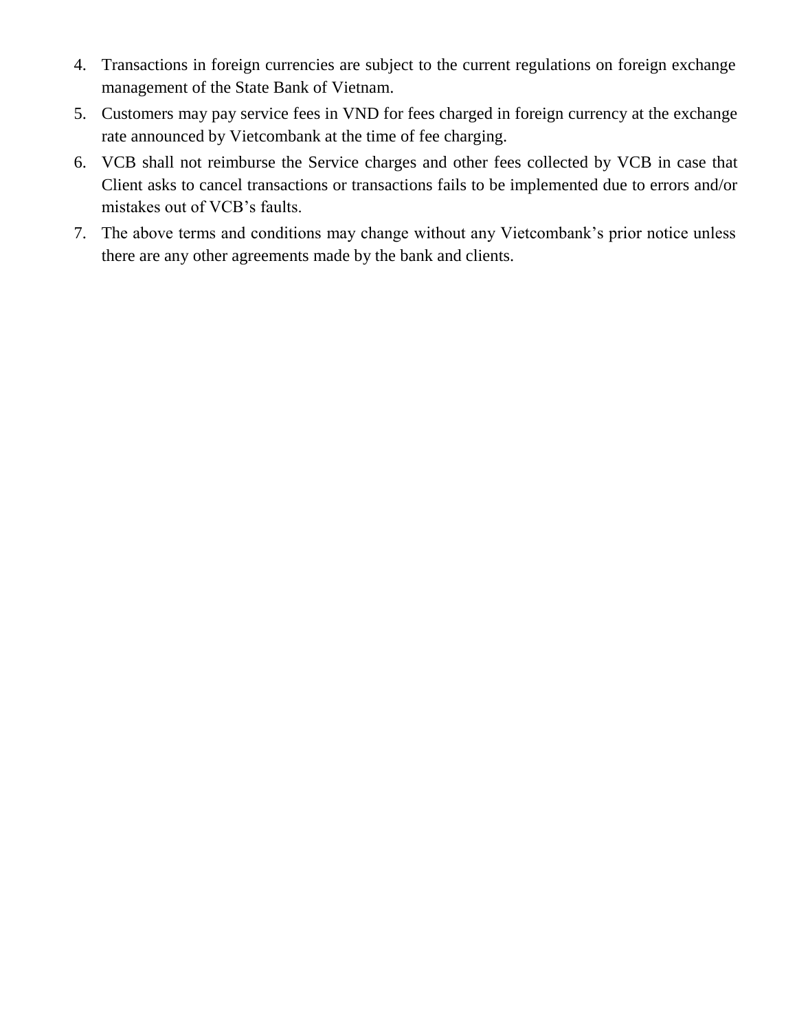4. Transactions in foreign currencies are subject to the current regulations on foreign exchange management of the State Bank of Vietnam.
5. Customers may pay service fees in VND for fees charged in foreign currency at the exchange rate announced by Vietcombank at the time of fee charging.
6. VCB shall not reimburse the Service charges and other fees collected by VCB in case that Client asks to cancel transactions or transactions fails to be implemented due to errors and/or mistakes out of VCB's faults.
7. The above terms and conditions may change without any Vietcombank's prior notice unless there are any other agreements made by the bank and clients.